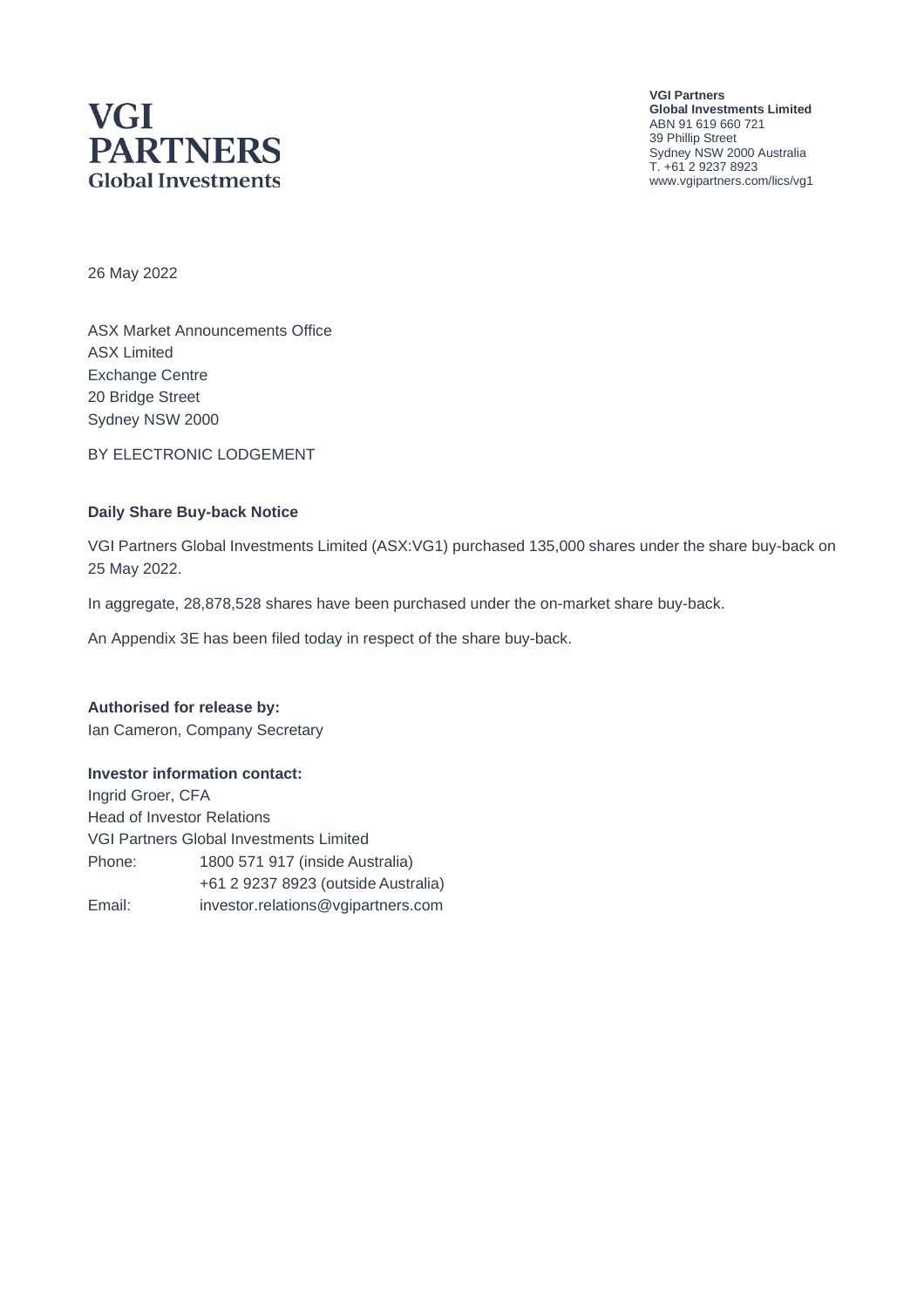# VGI PARTNERS
Global Investments

**VGI Partners**
**Global Investments Limited**
ABN 91 619 660 721
39 Phillip Street
Sydney NSW 2000 Australia
T. +61 2 9237 8923
www.vgipartners.com/lics/vg1

26 May 2022

ASX Market Announcements Office
ASX Limited
Exchange Centre
20 Bridge Street
Sydney NSW 2000

BY ELECTRONIC LODGEMENT

**Daily Share Buy-back Notice**

VGI Partners Global Investments Limited (ASX:VG1) purchased 135,000 shares under the share buy-back on 25 May 2022.

In aggregate, 28,878,528 shares have been purchased under the on-market share buy-back.

An Appendix 3E has been filed today in respect of the share buy-back.

**Authorised for release by:**
Ian Cameron, Company Secretary

**Investor information contact:**
Ingrid Groer, CFA
Head of Investor Relations
VGI Partners Global Investments Limited

| | |
|---|---|
| Phone: | 1800 571 917 (inside Australia) |
| | +61 2 9237 8923 (outside Australia) |
| Email: | investor.relations@vgipartners.com |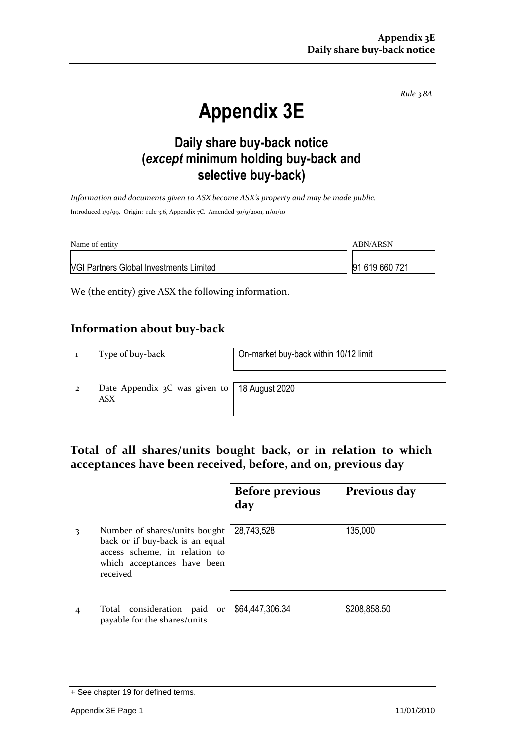*Rule 3.8A*

# Appendix 3E

## Daily share buy-back notice (*except* minimum holding buy-back and selective buy-back)

*Information and documents given to ASX become ASX's property and may be made public.*

Introduced 1/9/99. Origin: rule 3.6, Appendix 7C. Amended 30/9/2001, 11/01/10

| Name of entity | ABN/ARSN |
|---|---|
| VGI Partners Global Investments Limited | 91 619 660 721 |

We (the entity) give ASX the following information.

## Information about buy-back

| | | |
|---|---|---|
| 1 | Type of buy-back | On-market buy-back within 10/12 limit |
| 2 | Date Appendix 3C was given to ASX | 18 August 2020 |

## Total of all shares/units bought back, or in relation to which acceptances have been received, before, and on, previous day

| | | Before previous day | Previous day |
|---|---|---|---|
| 3 | Number of shares/units bought back or if buy-back is an equal access scheme, in relation to which acceptances have been received | 28,743,528 | 135,000 |
| 4 | Total consideration paid or payable for the shares/units | $64,447,306.34 | $208,858.50 |

+ See chapter 19 for defined terms.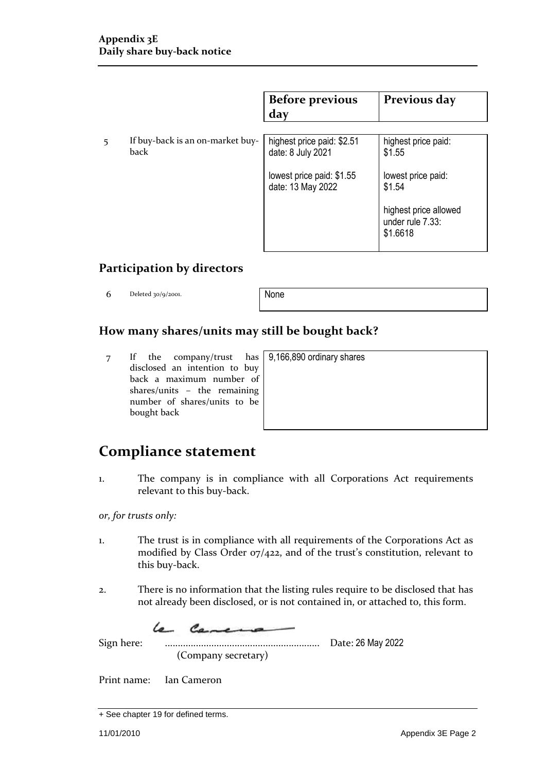| | | Before previous day | Previous day |
|---|---|---|---|
| 5 | If buy-back is an on-market buy-back | highest price paid: $2.51<br>date: 8 July 2021<br><br>lowest price paid: $1.55<br>date: 13 May 2022 | highest price paid: $1.55<br><br>lowest price paid: $1.54<br><br>highest price allowed under rule 7.33: $1.6618 |

## Participation by directors

| | | |
|---|---|---|
| 6 | Deleted 30/9/2001. | None |

## How many shares/units may still be bought back?

| | | |
|---|---|---|
| 7 | If the company/trust has disclosed an intention to buy back a maximum number of shares/units – the remaining number of shares/units to be bought back | 9,166,890 ordinary shares |

# Compliance statement

1. The company is in compliance with all Corporations Act requirements relevant to this buy-back.

*or, for trusts only:*

1. The trust is in compliance with all requirements of the Corporations Act as modified by Class Order 07/422, and of the trust's constitution, relevant to this buy-back.

2. There is no information that the listing rules require to be disclosed that has not already been disclosed, or is not contained in, or attached to, this form.

Sign here: ............................................................ Date: 26 May 2022
(Company secretary)

Print name: Ian Cameron

+ See chapter 19 for defined terms.